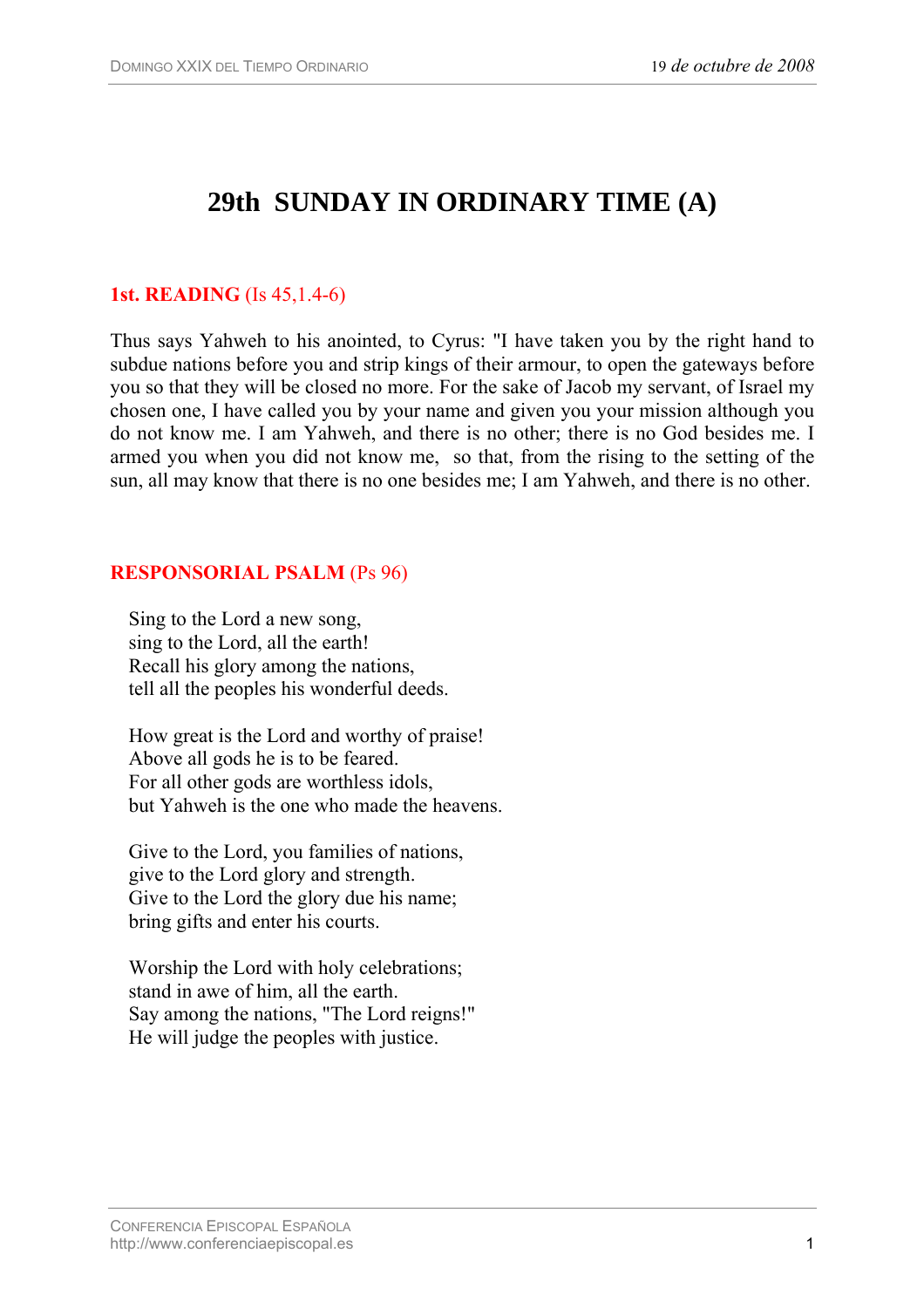# 29th SUNDAY IN ORDINARY TIME (A)

## 1st. READING (Is 45,1.4-6)

Thus says Yahweh to his anointed, to Cyrus: "I have taken you by the right hand to subdue nations before you and strip kings of their armour, to open the gateways before you so that they will be closed no more. For the sake of Jacob my servant, of Israel my chosen one, I have called you by your name and given you your mission although you do not know me. I am Yahweh, and there is no other; there is no God besides me. I armed you when you did not know me, so that, from the rising to the setting of the sun, all may know that there is no one besides me; I am Yahweh, and there is no other.

## RESPONSORIAL PSALM (Ps 96)

Sing to the Lord a new song,
sing to the Lord, all the earth!
Recall his glory among the nations,
tell all the peoples his wonderful deeds.

How great is the Lord and worthy of praise!
Above all gods he is to be feared.
For all other gods are worthless idols,
but Yahweh is the one who made the heavens.

Give to the Lord, you families of nations,
give to the Lord glory and strength.
Give to the Lord the glory due his name;
bring gifts and enter his courts.

Worship the Lord with holy celebrations;
stand in awe of him, all the earth.
Say among the nations, "The Lord reigns!"
He will judge the peoples with justice.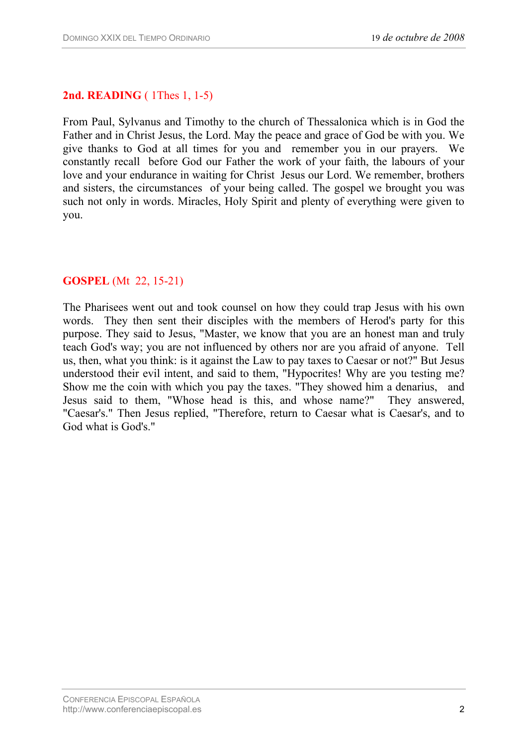## **2nd. READING** ( 1Thes 1, 1-5)

From Paul, Sylvanus and Timothy to the church of Thessalonica which is in God the Father and in Christ Jesus, the Lord. May the peace and grace of God be with you. We give thanks to God at all times for you and remember you in our prayers. We constantly recall before God our Father the work of your faith, the labours of your love and your endurance in waiting for Christ Jesus our Lord. We remember, brothers and sisters, the circumstances of your being called. The gospel we brought you was such not only in words. Miracles, Holy Spirit and plenty of everything were given to you.

## **GOSPEL** (Mt 22, 15-21)

The Pharisees went out and took counsel on how they could trap Jesus with his own words. They then sent their disciples with the members of Herod's party for this purpose. They said to Jesus, "Master, we know that you are an honest man and truly teach God's way; you are not influenced by others nor are you afraid of anyone. Tell us, then, what you think: is it against the Law to pay taxes to Caesar or not?" But Jesus understood their evil intent, and said to them, "Hypocrites! Why are you testing me? Show me the coin with which you pay the taxes. "They showed him a denarius, and Jesus said to them, "Whose head is this, and whose name?" They answered, "Caesar's." Then Jesus replied, "Therefore, return to Caesar what is Caesar's, and to God what is God's."